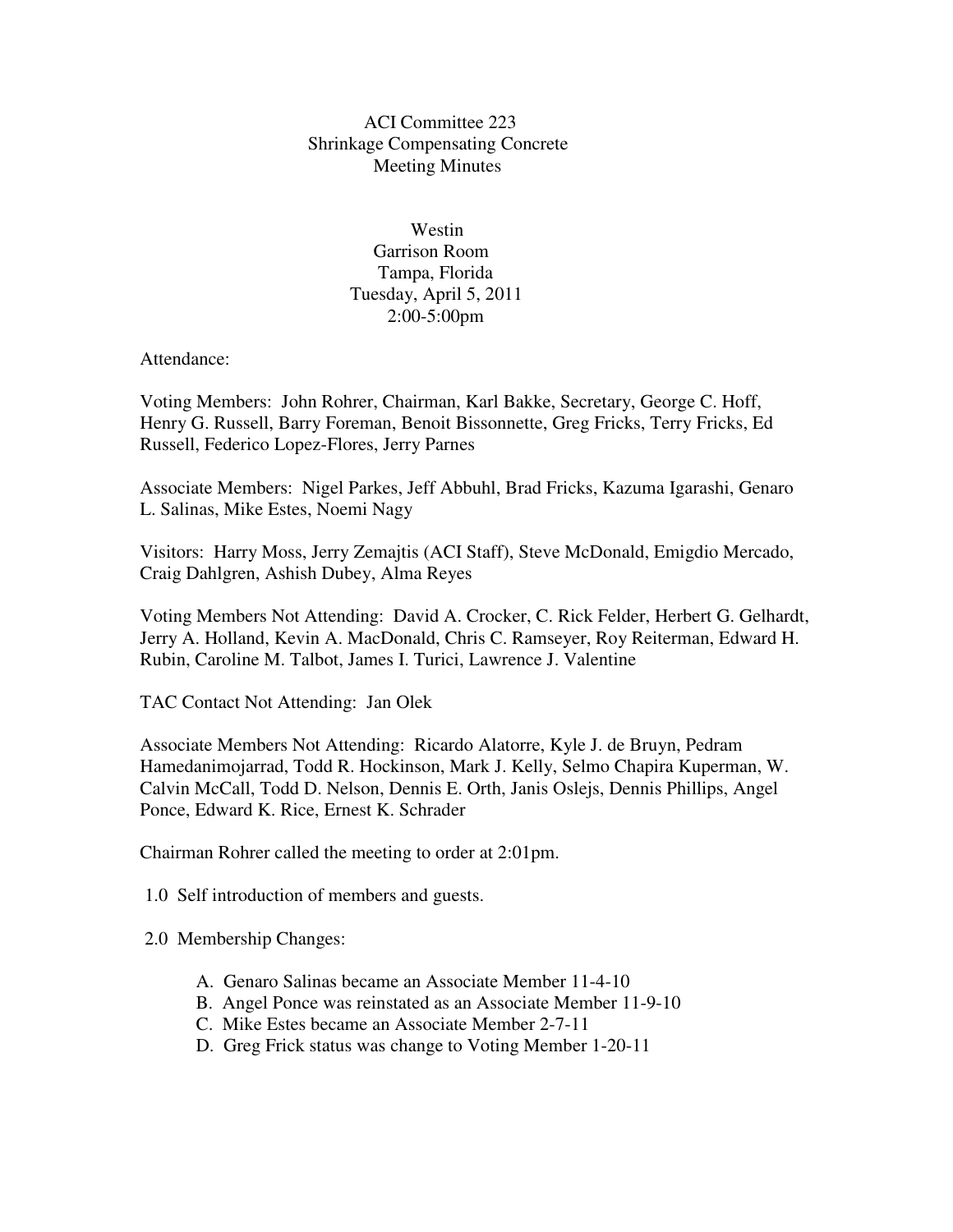# ACI Committee 223
## Shrinkage Compensating Concrete
## Meeting Minutes

Westin
Garrison Room
Tampa, Florida
Tuesday, April 5, 2011
2:00-5:00pm

Attendance:

Voting Members: John Rohrer, Chairman, Karl Bakke, Secretary, George C. Hoff, Henry G. Russell, Barry Foreman, Benoit Bissonnette, Greg Fricks, Terry Fricks, Ed Russell, Federico Lopez-Flores, Jerry Parnes

Associate Members: Nigel Parkes, Jeff Abbuhl, Brad Fricks, Kazuma Igarashi, Genaro L. Salinas, Mike Estes, Noemi Nagy

Visitors: Harry Moss, Jerry Zemajtis (ACI Staff), Steve McDonald, Emigdio Mercado, Craig Dahlgren, Ashish Dubey, Alma Reyes

Voting Members Not Attending: David A. Crocker, C. Rick Felder, Herbert G. Gelhardt, Jerry A. Holland, Kevin A. MacDonald, Chris C. Ramseyer, Roy Reiterman, Edward H. Rubin, Caroline M. Talbot, James I. Turici, Lawrence J. Valentine

TAC Contact Not Attending: Jan Olek

Associate Members Not Attending: Ricardo Alatorre, Kyle J. de Bruyn, Pedram Hamedanimojarrad, Todd R. Hockinson, Mark J. Kelly, Selmo Chapira Kuperman, W. Calvin McCall, Todd D. Nelson, Dennis E. Orth, Janis Oslejs, Dennis Phillips, Angel Ponce, Edward K. Rice, Ernest K. Schrader

Chairman Rohrer called the meeting to order at 2:01pm.

1.0 Self introduction of members and guests.

2.0 Membership Changes:

A. Genaro Salinas became an Associate Member 11-4-10
B. Angel Ponce was reinstated as an Associate Member 11-9-10
C. Mike Estes became an Associate Member 2-7-11
D. Greg Frick status was change to Voting Member 1-20-11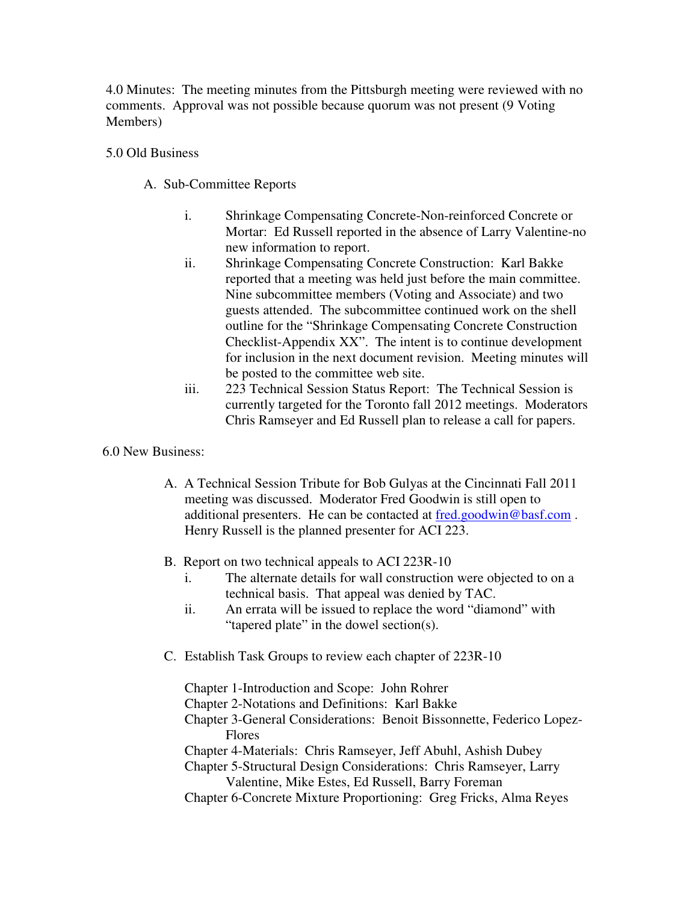4.0 Minutes: The meeting minutes from the Pittsburgh meeting were reviewed with no comments. Approval was not possible because quorum was not present (9 Voting Members)

5.0 Old Business

A. Sub-Committee Reports

i. Shrinkage Compensating Concrete-Non-reinforced Concrete or Mortar: Ed Russell reported in the absence of Larry Valentine-no new information to report.

ii. Shrinkage Compensating Concrete Construction: Karl Bakke reported that a meeting was held just before the main committee. Nine subcommittee members (Voting and Associate) and two guests attended. The subcommittee continued work on the shell outline for the "Shrinkage Compensating Concrete Construction Checklist-Appendix XX". The intent is to continue development for inclusion in the next document revision. Meeting minutes will be posted to the committee web site.

iii. 223 Technical Session Status Report: The Technical Session is currently targeted for the Toronto fall 2012 meetings. Moderators Chris Ramseyer and Ed Russell plan to release a call for papers.

6.0 New Business:

A. A Technical Session Tribute for Bob Gulyas at the Cincinnati Fall 2011 meeting was discussed. Moderator Fred Goodwin is still open to additional presenters. He can be contacted at fred.goodwin@basf.com . Henry Russell is the planned presenter for ACI 223.

B. Report on two technical appeals to ACI 223R-10

i. The alternate details for wall construction were objected to on a technical basis. That appeal was denied by TAC.

ii. An errata will be issued to replace the word "diamond" with "tapered plate" in the dowel section(s).

C. Establish Task Groups to review each chapter of 223R-10

Chapter 1-Introduction and Scope: John Rohrer
Chapter 2-Notations and Definitions: Karl Bakke
Chapter 3-General Considerations: Benoit Bissonnette, Federico Lopez-Flores
Chapter 4-Materials: Chris Ramseyer, Jeff Abuhl, Ashish Dubey
Chapter 5-Structural Design Considerations: Chris Ramseyer, Larry Valentine, Mike Estes, Ed Russell, Barry Foreman
Chapter 6-Concrete Mixture Proportioning: Greg Fricks, Alma Reyes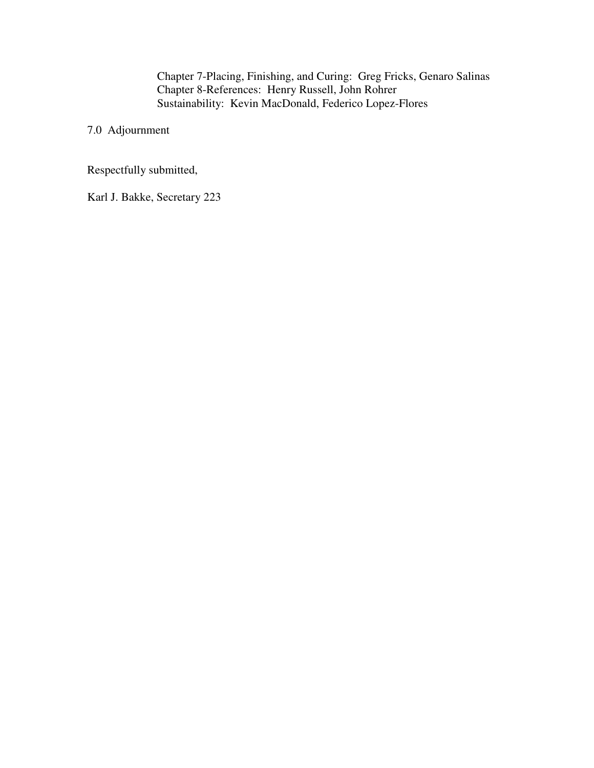Chapter 7-Placing, Finishing, and Curing: Greg Fricks, Genaro Salinas
Chapter 8-References: Henry Russell, John Rohrer
Sustainability: Kevin MacDonald, Federico Lopez-Flores

7.0 Adjournment

Respectfully submitted,

Karl J. Bakke, Secretary 223